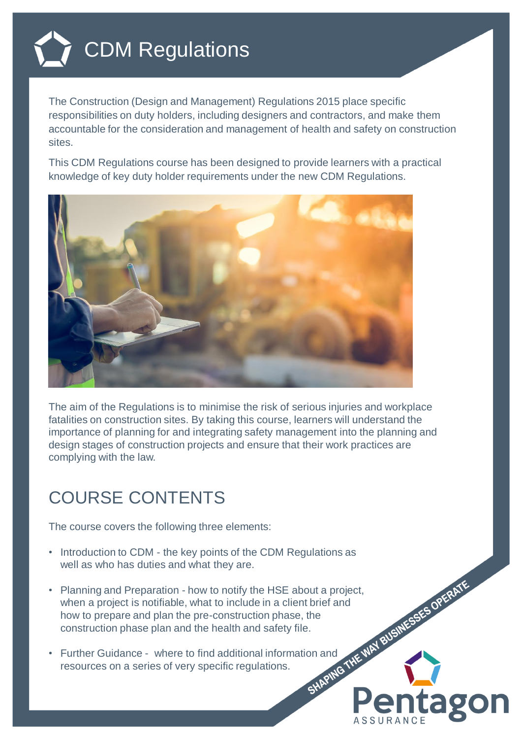# CDM Regulations

The Construction (Design and Management) Regulations 2015 place specific responsibilities on duty holders, including designers and contractors, and make them accountable for the consideration and management of health and safety on construction sites.

This CDM Regulations course has been designed to provide learners with a practical knowledge of key duty holder requirements under the new CDM Regulations.

The aim of the Regulations is to minimise the risk of serious injuries and workplace fatalities on construction sites. By taking this course, learners will understand the importance of planning for and integrating safety management into the planning and design stages of construction projects and ensure that their work practices are complying with the law.

## COURSE CONTENTS

The course covers the following three elements:

- Introduction to CDM - the key points of the CDM Regulations as well as who has duties and what they are.
- Planning and Preparation - how to notify the HSE about a project, when a project is notifiable, what to include in a client brief and how to prepare and plan the pre-construction phase, the construction phase plan and the health and safety file.
- Further Guidance - where to find additional information and resources on a series of very specific regulations.

SHAPING THE WAY BUSINESSES OPERATE

Pentagon ASSURANCE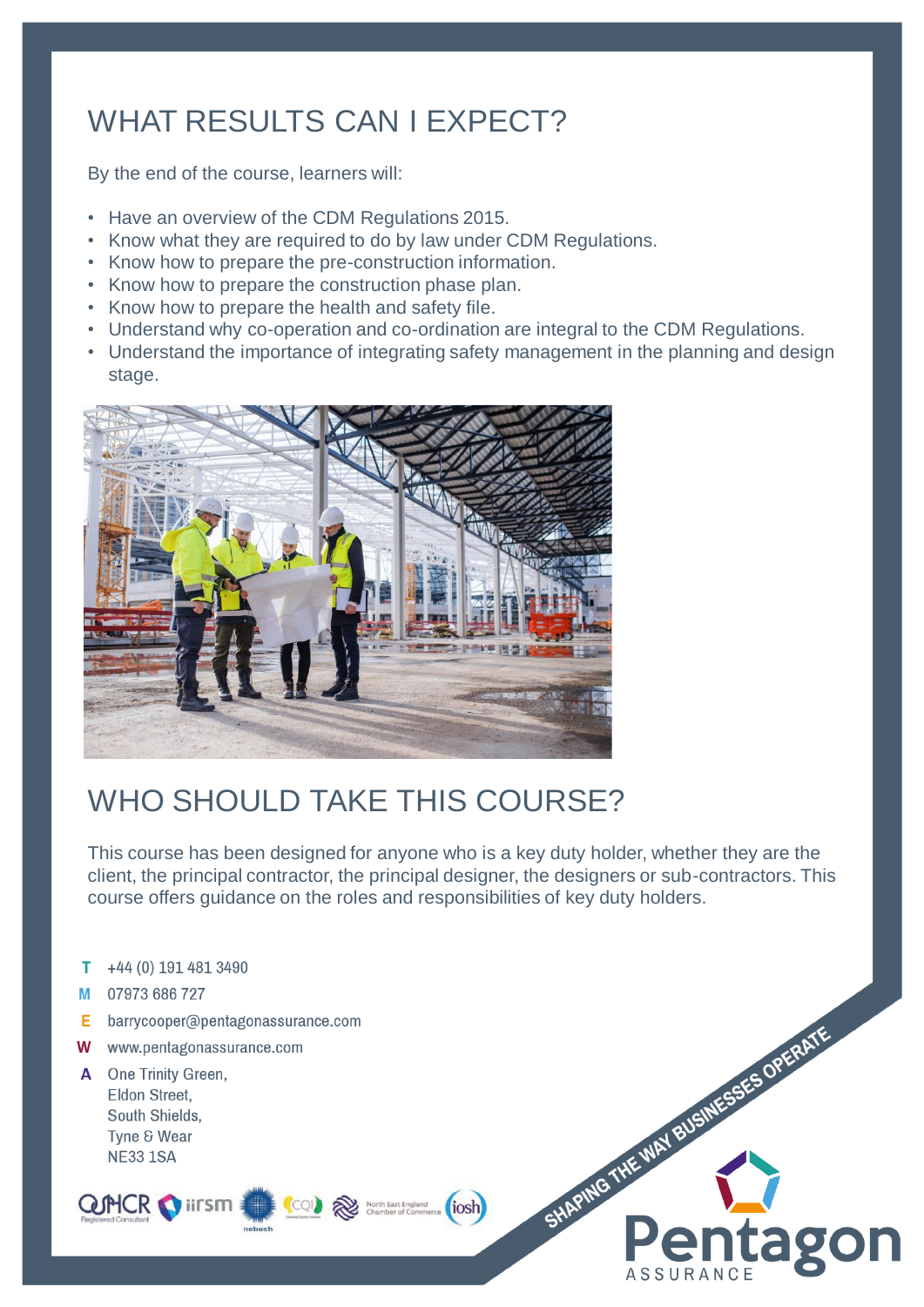# WHAT RESULTS CAN I EXPECT?

By the end of the course, learners will:

- Have an overview of the CDM Regulations 2015.
- Know what they are required to do by law under CDM Regulations.
- Know how to prepare the pre-construction information.
- Know how to prepare the construction phase plan.
- Know how to prepare the health and safety file.
- Understand why co-operation and co-ordination are integral to the CDM Regulations.
- Understand the importance of integrating safety management in the planning and design stage.

# WHO SHOULD TAKE THIS COURSE?

This course has been designed for anyone who is a key duty holder, whether they are the client, the principal contractor, the principal designer, the designers or sub-contractors. This course offers guidance on the roles and responsibilities of key duty holders.

**T** +44 (0) 191 481 3490

**M** 07973 686 727

**E** barrycooper@pentagonassurance.com

**W** www.pentagonassurance.com

**A** One Trinity Green,
Eldon Street,
South Shields,
Tyne & Wear
NE33 1SA

SHAPING THE WAY BUSINESSES OPERATE

Pentagon ASSURANCE